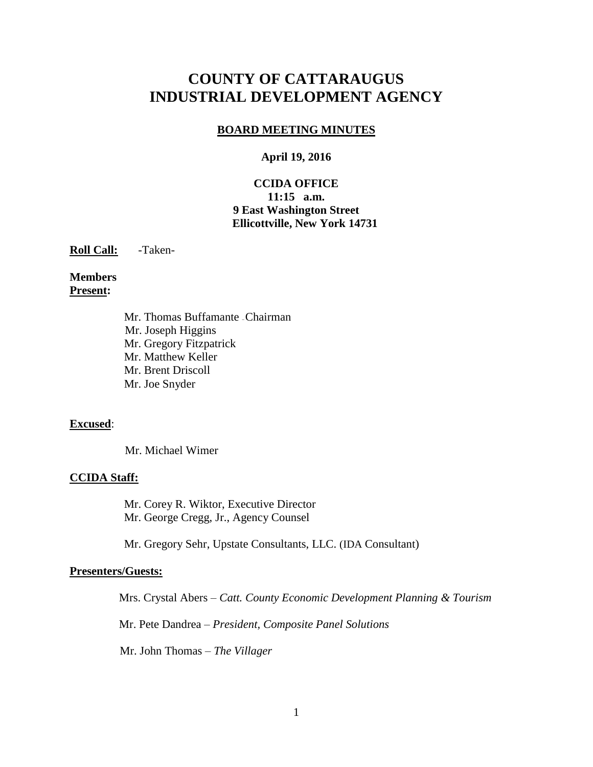# COUNTY OF CATTARAUGUS INDUSTRIAL DEVELOPMENT AGENCY

## BOARD MEETING MINUTES

**April 19, 2016**

**CCIDA OFFICE**
**11:15 a.m.**
**9 East Washington Street**
**Ellicottville, New York 14731**

**Roll Call:** -Taken-

**Members Present:**

Mr. Thomas Buffamante - Chairman
Mr. Joseph Higgins
Mr. Gregory Fitzpatrick
Mr. Matthew Keller
Mr. Brent Driscoll
Mr. Joe Snyder

**Excused**:

Mr. Michael Wimer

**CCIDA Staff:**

Mr. Corey R. Wiktor, Executive Director
Mr. George Cregg, Jr., Agency Counsel

Mr. Gregory Sehr, Upstate Consultants, LLC. (IDA Consultant)

**Presenters/Guests:**

Mrs. Crystal Abers – *Catt. County Economic Development Planning & Tourism*

Mr. Pete Dandrea – *President, Composite Panel Solutions*

Mr. John Thomas – *The Villager*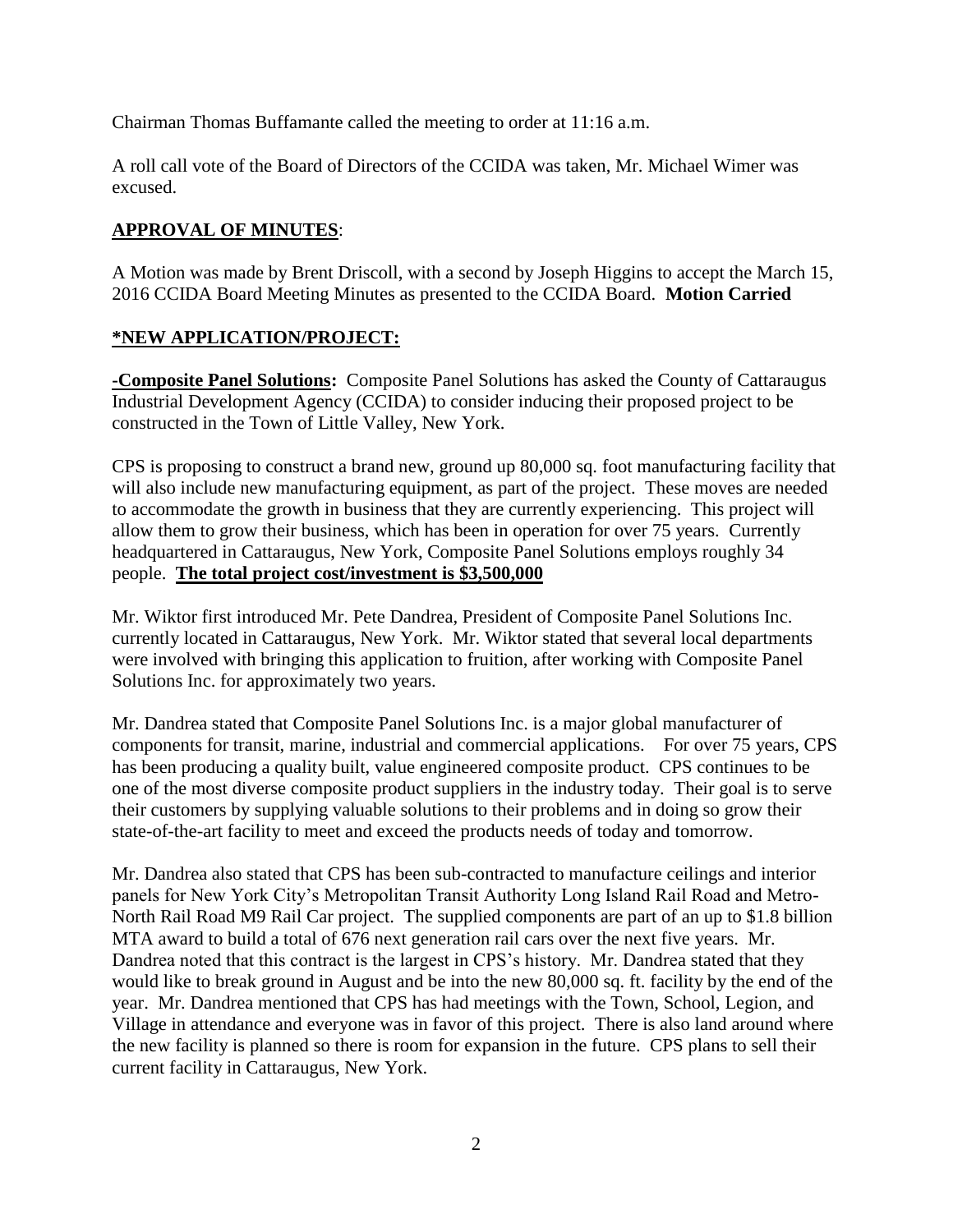Chairman Thomas Buffamante called the meeting to order at 11:16 a.m.

A roll call vote of the Board of Directors of the CCIDA was taken, Mr. Michael Wimer was excused.

## <u>APPROVAL OF MINUTES</u>:

A Motion was made by Brent Driscoll, with a second by Joseph Higgins to accept the March 15, 2016 CCIDA Board Meeting Minutes as presented to the CCIDA Board. **Motion Carried**

## <u>*NEW APPLICATION/PROJECT:</u>

**<u>-Composite Panel Solutions</u>:** Composite Panel Solutions has asked the County of Cattaraugus Industrial Development Agency (CCIDA) to consider inducing their proposed project to be constructed in the Town of Little Valley, New York.

CPS is proposing to construct a brand new, ground up 80,000 sq. foot manufacturing facility that will also include new manufacturing equipment, as part of the project. These moves are needed to accommodate the growth in business that they are currently experiencing. This project will allow them to grow their business, which has been in operation for over 75 years. Currently headquartered in Cattaraugus, New York, Composite Panel Solutions employs roughly 34 people. **<u>The total project cost/investment is $3,500,000</u>**

Mr. Wiktor first introduced Mr. Pete Dandrea, President of Composite Panel Solutions Inc. currently located in Cattaraugus, New York. Mr. Wiktor stated that several local departments were involved with bringing this application to fruition, after working with Composite Panel Solutions Inc. for approximately two years.

Mr. Dandrea stated that Composite Panel Solutions Inc. is a major global manufacturer of components for transit, marine, industrial and commercial applications. For over 75 years, CPS has been producing a quality built, value engineered composite product. CPS continues to be one of the most diverse composite product suppliers in the industry today. Their goal is to serve their customers by supplying valuable solutions to their problems and in doing so grow their state-of-the-art facility to meet and exceed the products needs of today and tomorrow.

Mr. Dandrea also stated that CPS has been sub-contracted to manufacture ceilings and interior panels for New York City's Metropolitan Transit Authority Long Island Rail Road and Metro-North Rail Road M9 Rail Car project. The supplied components are part of an up to $1.8 billion MTA award to build a total of 676 next generation rail cars over the next five years. Mr. Dandrea noted that this contract is the largest in CPS's history. Mr. Dandrea stated that they would like to break ground in August and be into the new 80,000 sq. ft. facility by the end of the year. Mr. Dandrea mentioned that CPS has had meetings with the Town, School, Legion, and Village in attendance and everyone was in favor of this project. There is also land around where the new facility is planned so there is room for expansion in the future. CPS plans to sell their current facility in Cattaraugus, New York.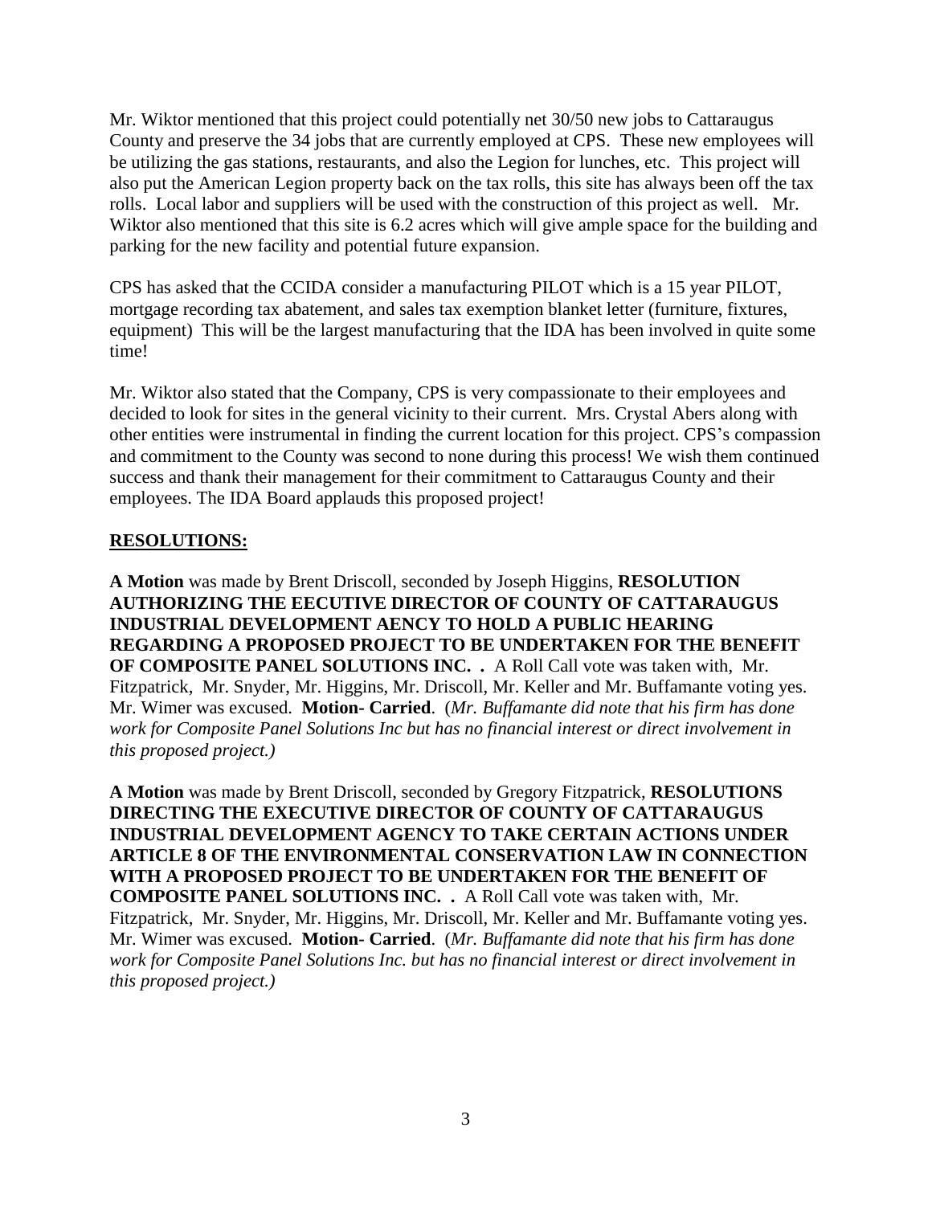Mr. Wiktor mentioned that this project could potentially net 30/50 new jobs to Cattaraugus County and preserve the 34 jobs that are currently employed at CPS. These new employees will be utilizing the gas stations, restaurants, and also the Legion for lunches, etc. This project will also put the American Legion property back on the tax rolls, this site has always been off the tax rolls. Local labor and suppliers will be used with the construction of this project as well. Mr. Wiktor also mentioned that this site is 6.2 acres which will give ample space for the building and parking for the new facility and potential future expansion.

CPS has asked that the CCIDA consider a manufacturing PILOT which is a 15 year PILOT, mortgage recording tax abatement, and sales tax exemption blanket letter (furniture, fixtures, equipment) This will be the largest manufacturing that the IDA has been involved in quite some time!

Mr. Wiktor also stated that the Company, CPS is very compassionate to their employees and decided to look for sites in the general vicinity to their current. Mrs. Crystal Abers along with other entities were instrumental in finding the current location for this project. CPS's compassion and commitment to the County was second to none during this process! We wish them continued success and thank their management for their commitment to Cattaraugus County and their employees. The IDA Board applauds this proposed project!

## RESOLUTIONS:

**A Motion** was made by Brent Driscoll, seconded by Joseph Higgins, **RESOLUTION AUTHORIZING THE EECUTIVE DIRECTOR OF COUNTY OF CATTARAUGUS INDUSTRIAL DEVELOPMENT AENCY TO HOLD A PUBLIC HEARING REGARDING A PROPOSED PROJECT TO BE UNDERTAKEN FOR THE BENEFIT OF COMPOSITE PANEL SOLUTIONS INC. .** A Roll Call vote was taken with, Mr. Fitzpatrick, Mr. Snyder, Mr. Higgins, Mr. Driscoll, Mr. Keller and Mr. Buffamante voting yes. Mr. Wimer was excused. **Motion- Carried**. (*Mr. Buffamante did note that his firm has done work for Composite Panel Solutions Inc but has no financial interest or direct involvement in this proposed project.)*

**A Motion** was made by Brent Driscoll, seconded by Gregory Fitzpatrick, **RESOLUTIONS DIRECTING THE EXECUTIVE DIRECTOR OF COUNTY OF CATTARAUGUS INDUSTRIAL DEVELOPMENT AGENCY TO TAKE CERTAIN ACTIONS UNDER ARTICLE 8 OF THE ENVIRONMENTAL CONSERVATION LAW IN CONNECTION WITH A PROPOSED PROJECT TO BE UNDERTAKEN FOR THE BENEFIT OF COMPOSITE PANEL SOLUTIONS INC. .** A Roll Call vote was taken with, Mr. Fitzpatrick, Mr. Snyder, Mr. Higgins, Mr. Driscoll, Mr. Keller and Mr. Buffamante voting yes. Mr. Wimer was excused. **Motion- Carried**. (*Mr. Buffamante did note that his firm has done work for Composite Panel Solutions Inc. but has no financial interest or direct involvement in this proposed project.)*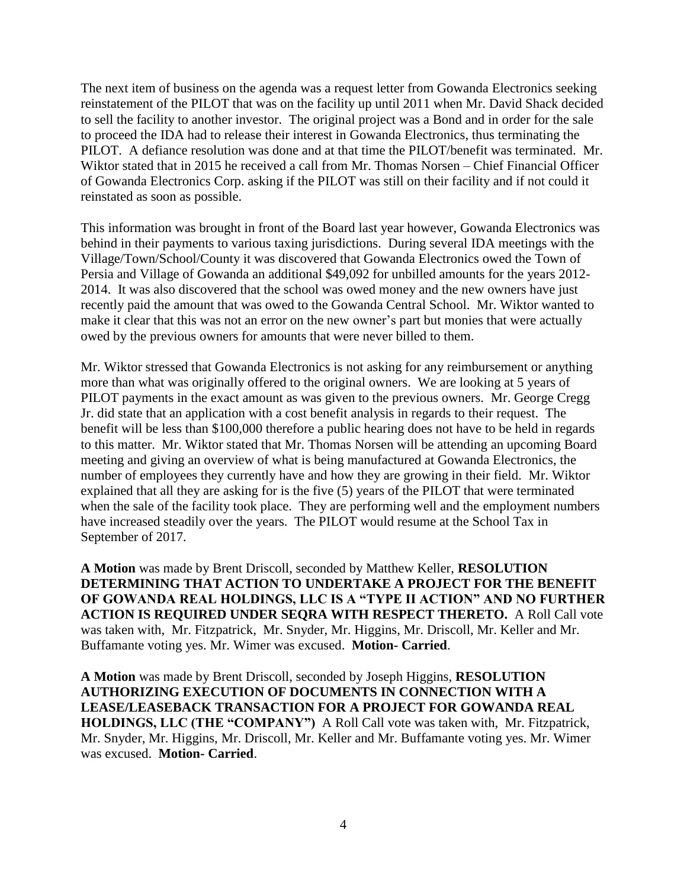The next item of business on the agenda was a request letter from Gowanda Electronics seeking reinstatement of the PILOT that was on the facility up until 2011 when Mr. David Shack decided to sell the facility to another investor. The original project was a Bond and in order for the sale to proceed the IDA had to release their interest in Gowanda Electronics, thus terminating the PILOT. A defiance resolution was done and at that time the PILOT/benefit was terminated. Mr. Wiktor stated that in 2015 he received a call from Mr. Thomas Norsen – Chief Financial Officer of Gowanda Electronics Corp. asking if the PILOT was still on their facility and if not could it reinstated as soon as possible.

This information was brought in front of the Board last year however, Gowanda Electronics was behind in their payments to various taxing jurisdictions. During several IDA meetings with the Village/Town/School/County it was discovered that Gowanda Electronics owed the Town of Persia and Village of Gowanda an additional $49,092 for unbilled amounts for the years 2012-2014. It was also discovered that the school was owed money and the new owners have just recently paid the amount that was owed to the Gowanda Central School. Mr. Wiktor wanted to make it clear that this was not an error on the new owner's part but monies that were actually owed by the previous owners for amounts that were never billed to them.

Mr. Wiktor stressed that Gowanda Electronics is not asking for any reimbursement or anything more than what was originally offered to the original owners. We are looking at 5 years of PILOT payments in the exact amount as was given to the previous owners. Mr. George Cregg Jr. did state that an application with a cost benefit analysis in regards to their request. The benefit will be less than $100,000 therefore a public hearing does not have to be held in regards to this matter. Mr. Wiktor stated that Mr. Thomas Norsen will be attending an upcoming Board meeting and giving an overview of what is being manufactured at Gowanda Electronics, the number of employees they currently have and how they are growing in their field. Mr. Wiktor explained that all they are asking for is the five (5) years of the PILOT that were terminated when the sale of the facility took place. They are performing well and the employment numbers have increased steadily over the years. The PILOT would resume at the School Tax in September of 2017.

**A Motion** was made by Brent Driscoll, seconded by Matthew Keller, **RESOLUTION DETERMINING THAT ACTION TO UNDERTAKE A PROJECT FOR THE BENEFIT OF GOWANDA REAL HOLDINGS, LLC IS A "TYPE II ACTION" AND NO FURTHER ACTION IS REQUIRED UNDER SEQRA WITH RESPECT THERETO.** A Roll Call vote was taken with, Mr. Fitzpatrick, Mr. Snyder, Mr. Higgins, Mr. Driscoll, Mr. Keller and Mr. Buffamante voting yes. Mr. Wimer was excused. **Motion- Carried**.

**A Motion** was made by Brent Driscoll, seconded by Joseph Higgins, **RESOLUTION AUTHORIZING EXECUTION OF DOCUMENTS IN CONNECTION WITH A LEASE/LEASEBACK TRANSACTION FOR A PROJECT FOR GOWANDA REAL HOLDINGS, LLC (THE "COMPANY")** A Roll Call vote was taken with, Mr. Fitzpatrick, Mr. Snyder, Mr. Higgins, Mr. Driscoll, Mr. Keller and Mr. Buffamante voting yes. Mr. Wimer was excused. **Motion- Carried**.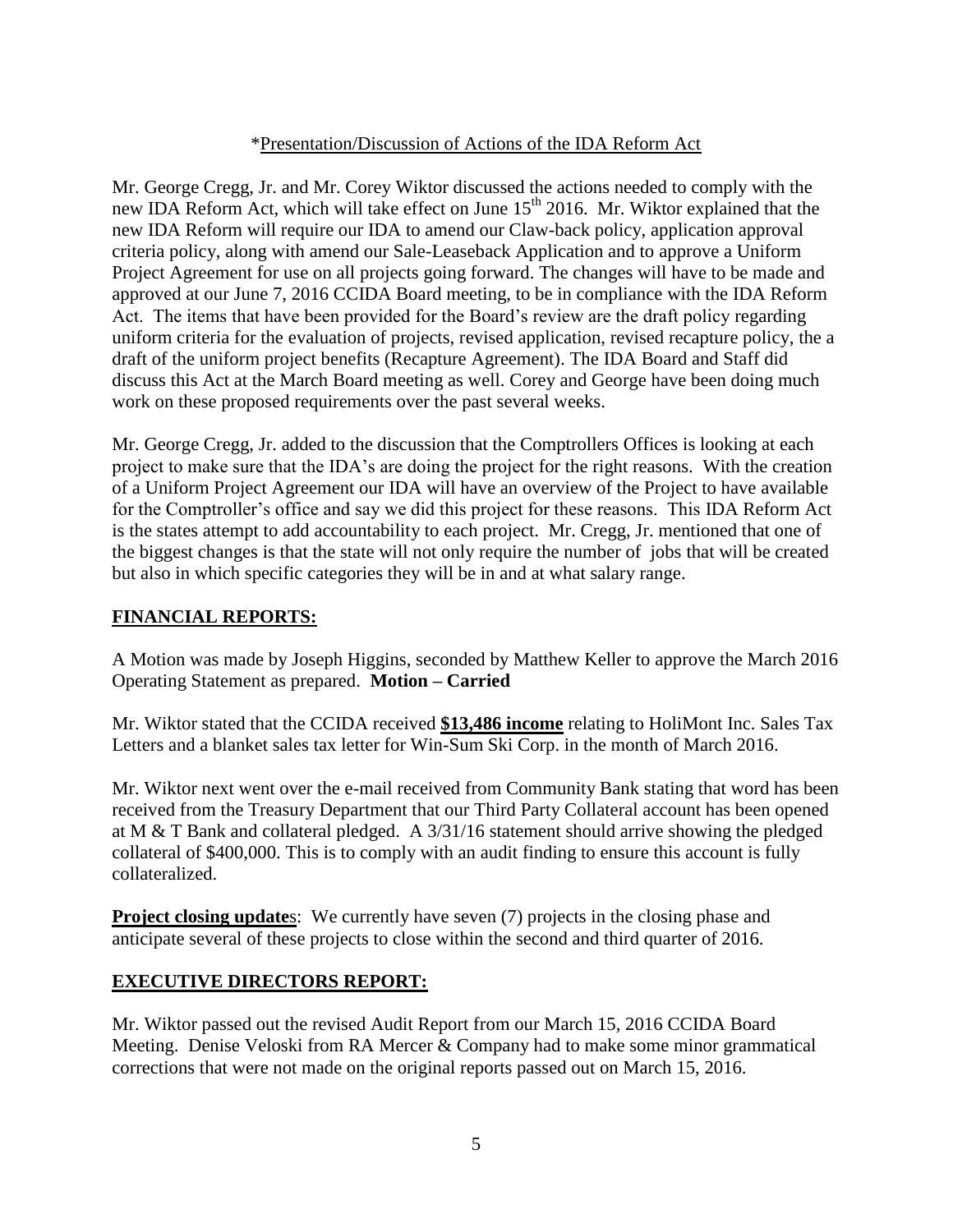\*<u>Presentation/Discussion of Actions of the IDA Reform Act</u>

Mr. George Cregg, Jr. and Mr. Corey Wiktor discussed the actions needed to comply with the new IDA Reform Act, which will take effect on June 15th 2016. Mr. Wiktor explained that the new IDA Reform will require our IDA to amend our Claw-back policy, application approval criteria policy, along with amend our Sale-Leaseback Application and to approve a Uniform Project Agreement for use on all projects going forward. The changes will have to be made and approved at our June 7, 2016 CCIDA Board meeting, to be in compliance with the IDA Reform Act. The items that have been provided for the Board's review are the draft policy regarding uniform criteria for the evaluation of projects, revised application, revised recapture policy, the a draft of the uniform project benefits (Recapture Agreement). The IDA Board and Staff did discuss this Act at the March Board meeting as well. Corey and George have been doing much work on these proposed requirements over the past several weeks.

Mr. George Cregg, Jr. added to the discussion that the Comptrollers Offices is looking at each project to make sure that the IDA's are doing the project for the right reasons. With the creation of a Uniform Project Agreement our IDA will have an overview of the Project to have available for the Comptroller's office and say we did this project for these reasons. This IDA Reform Act is the states attempt to add accountability to each project. Mr. Cregg, Jr. mentioned that one of the biggest changes is that the state will not only require the number of jobs that will be created but also in which specific categories they will be in and at what salary range.

## FINANCIAL REPORTS:

A Motion was made by Joseph Higgins, seconded by Matthew Keller to approve the March 2016 Operating Statement as prepared. **Motion – Carried**

Mr. Wiktor stated that the CCIDA received **$13,486 income** relating to HoliMont Inc. Sales Tax Letters and a blanket sales tax letter for Win-Sum Ski Corp. in the month of March 2016.

Mr. Wiktor next went over the e-mail received from Community Bank stating that word has been received from the Treasury Department that our Third Party Collateral account has been opened at M & T Bank and collateral pledged. A 3/31/16 statement should arrive showing the pledged collateral of $400,000. This is to comply with an audit finding to ensure this account is fully collateralized.

**Project closing updates**: We currently have seven (7) projects in the closing phase and anticipate several of these projects to close within the second and third quarter of 2016.

## EXECUTIVE DIRECTORS REPORT:

Mr. Wiktor passed out the revised Audit Report from our March 15, 2016 CCIDA Board Meeting. Denise Veloski from RA Mercer & Company had to make some minor grammatical corrections that were not made on the original reports passed out on March 15, 2016.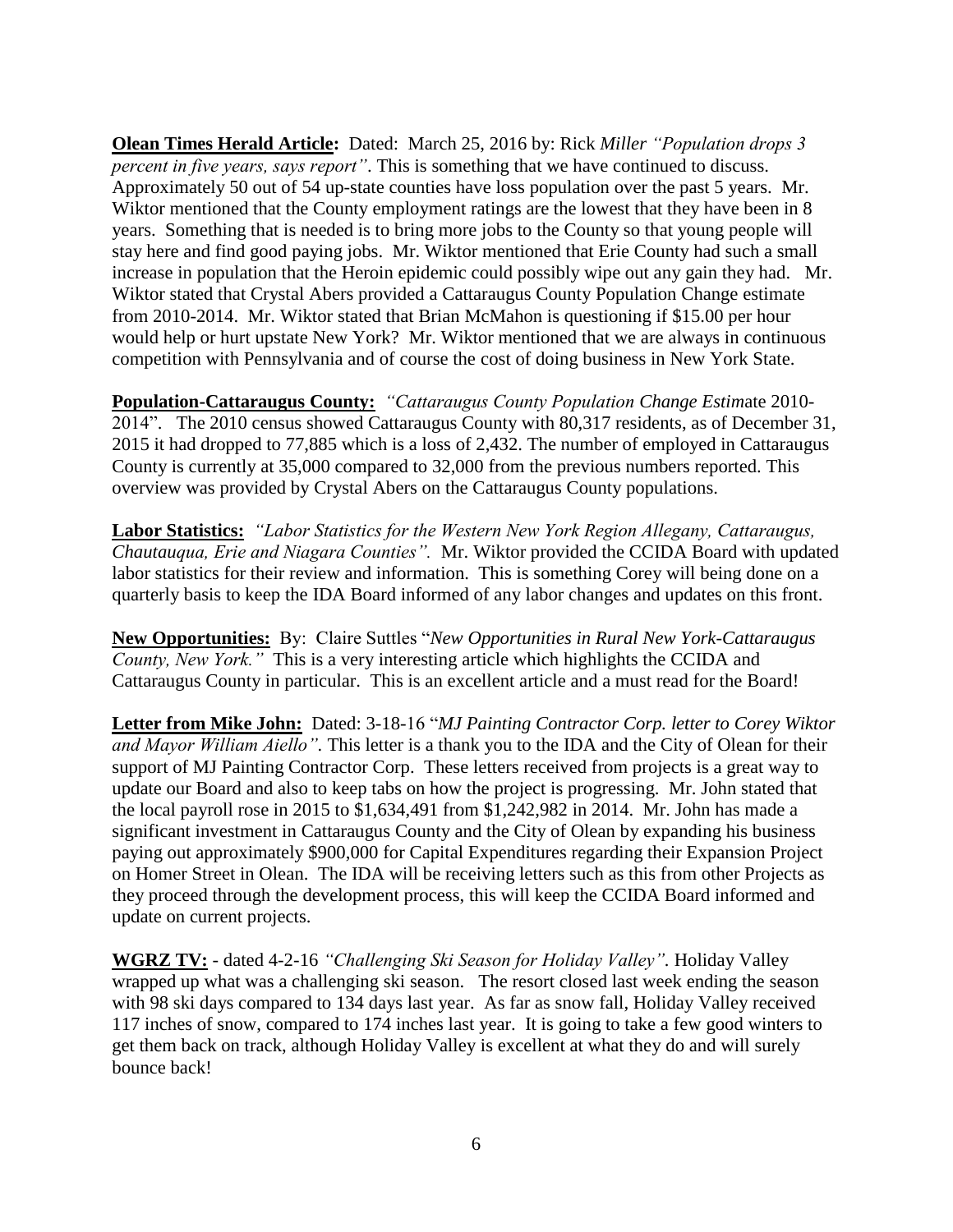**Olean Times Herald Article:** Dated: March 25, 2016 by: Rick *Miller "Population drops 3 percent in five years, says report"*. This is something that we have continued to discuss. Approximately 50 out of 54 up-state counties have loss population over the past 5 years. Mr. Wiktor mentioned that the County employment ratings are the lowest that they have been in 8 years. Something that is needed is to bring more jobs to the County so that young people will stay here and find good paying jobs. Mr. Wiktor mentioned that Erie County had such a small increase in population that the Heroin epidemic could possibly wipe out any gain they had. Mr. Wiktor stated that Crystal Abers provided a Cattaraugus County Population Change estimate from 2010-2014. Mr. Wiktor stated that Brian McMahon is questioning if $15.00 per hour would help or hurt upstate New York? Mr. Wiktor mentioned that we are always in continuous competition with Pennsylvania and of course the cost of doing business in New York State.

**Population-Cattaraugus County:** *"Cattaraugus County Population Change Estim*ate 2010-2014". The 2010 census showed Cattaraugus County with 80,317 residents, as of December 31, 2015 it had dropped to 77,885 which is a loss of 2,432. The number of employed in Cattaraugus County is currently at 35,000 compared to 32,000 from the previous numbers reported. This overview was provided by Crystal Abers on the Cattaraugus County populations.

**Labor Statistics:** *"Labor Statistics for the Western New York Region Allegany, Cattaraugus, Chautauqua, Erie and Niagara Counties".* Mr. Wiktor provided the CCIDA Board with updated labor statistics for their review and information. This is something Corey will being done on a quarterly basis to keep the IDA Board informed of any labor changes and updates on this front.

**New Opportunities:** By: Claire Suttles "*New Opportunities in Rural New York-Cattaraugus County, New York."* This is a very interesting article which highlights the CCIDA and Cattaraugus County in particular. This is an excellent article and a must read for the Board!

**Letter from Mike John:** Dated: 3-18-16 "*MJ Painting Contractor Corp. letter to Corey Wiktor and Mayor William Aiello"*. This letter is a thank you to the IDA and the City of Olean for their support of MJ Painting Contractor Corp. These letters received from projects is a great way to update our Board and also to keep tabs on how the project is progressing. Mr. John stated that the local payroll rose in 2015 to $1,634,491 from $1,242,982 in 2014. Mr. John has made a significant investment in Cattaraugus County and the City of Olean by expanding his business paying out approximately $900,000 for Capital Expenditures regarding their Expansion Project on Homer Street in Olean. The IDA will be receiving letters such as this from other Projects as they proceed through the development process, this will keep the CCIDA Board informed and update on current projects.

**WGRZ TV:** - dated 4-2-16 *"Challenging Ski Season for Holiday Valley".* Holiday Valley wrapped up what was a challenging ski season. The resort closed last week ending the season with 98 ski days compared to 134 days last year. As far as snow fall, Holiday Valley received 117 inches of snow, compared to 174 inches last year. It is going to take a few good winters to get them back on track, although Holiday Valley is excellent at what they do and will surely bounce back!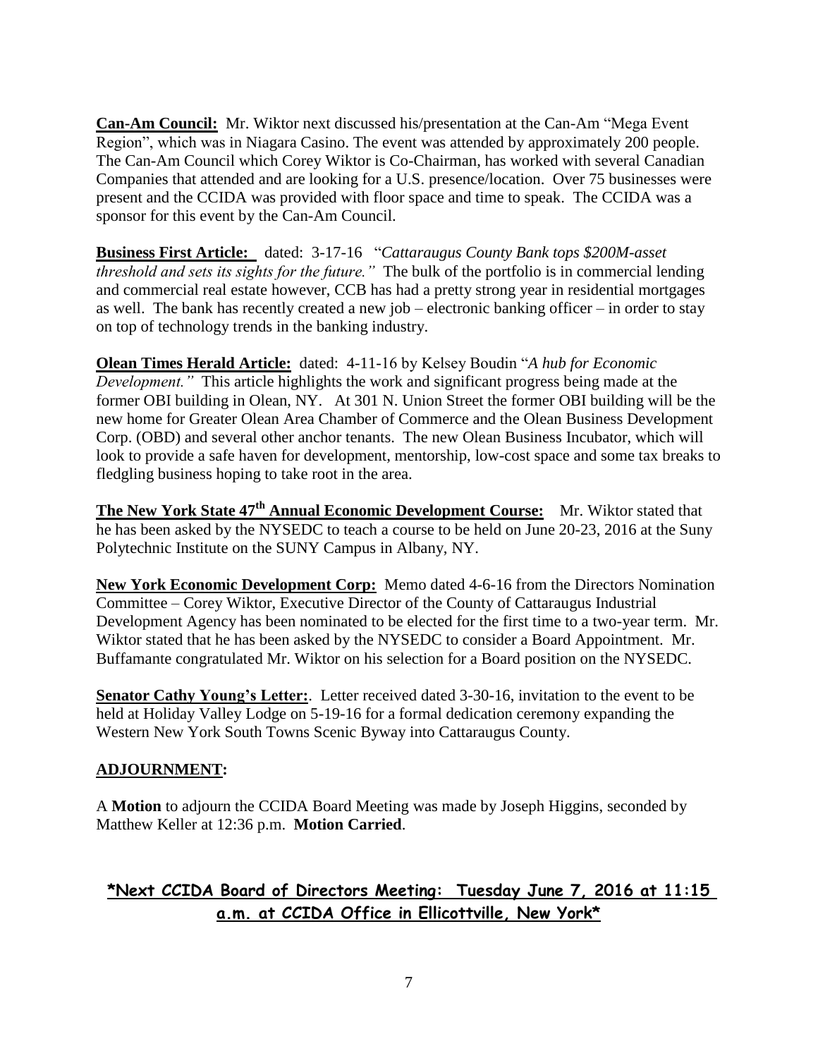**Can-Am Council:** Mr. Wiktor next discussed his/presentation at the Can-Am "Mega Event Region", which was in Niagara Casino. The event was attended by approximately 200 people. The Can-Am Council which Corey Wiktor is Co-Chairman, has worked with several Canadian Companies that attended and are looking for a U.S. presence/location. Over 75 businesses were present and the CCIDA was provided with floor space and time to speak. The CCIDA was a sponsor for this event by the Can-Am Council.

**Business First Article:** dated: 3-17-16 "*Cattaraugus County Bank tops $200M-asset threshold and sets its sights for the future.*" The bulk of the portfolio is in commercial lending and commercial real estate however, CCB has had a pretty strong year in residential mortgages as well. The bank has recently created a new job – electronic banking officer – in order to stay on top of technology trends in the banking industry.

**Olean Times Herald Article:** dated: 4-11-16 by Kelsey Boudin "*A hub for Economic Development.*" This article highlights the work and significant progress being made at the former OBI building in Olean, NY. At 301 N. Union Street the former OBI building will be the new home for Greater Olean Area Chamber of Commerce and the Olean Business Development Corp. (OBD) and several other anchor tenants. The new Olean Business Incubator, which will look to provide a safe haven for development, mentorship, low-cost space and some tax breaks to fledgling business hoping to take root in the area.

**The New York State 47th Annual Economic Development Course:** Mr. Wiktor stated that he has been asked by the NYSEDC to teach a course to be held on June 20-23, 2016 at the Suny Polytechnic Institute on the SUNY Campus in Albany, NY.

**New York Economic Development Corp:** Memo dated 4-6-16 from the Directors Nomination Committee – Corey Wiktor, Executive Director of the County of Cattaraugus Industrial Development Agency has been nominated to be elected for the first time to a two-year term. Mr. Wiktor stated that he has been asked by the NYSEDC to consider a Board Appointment. Mr. Buffamante congratulated Mr. Wiktor on his selection for a Board position on the NYSEDC.

**Senator Cathy Young's Letter:**. Letter received dated 3-30-16, invitation to the event to be held at Holiday Valley Lodge on 5-19-16 for a formal dedication ceremony expanding the Western New York South Towns Scenic Byway into Cattaraugus County.

## ADJOURNMENT:

A **Motion** to adjourn the CCIDA Board Meeting was made by Joseph Higgins, seconded by Matthew Keller at 12:36 p.m. **Motion Carried**.

**\*Next CCIDA Board of Directors Meeting: Tuesday June 7, 2016 at 11:15 a.m. at CCIDA Office in Ellicottville, New York\***